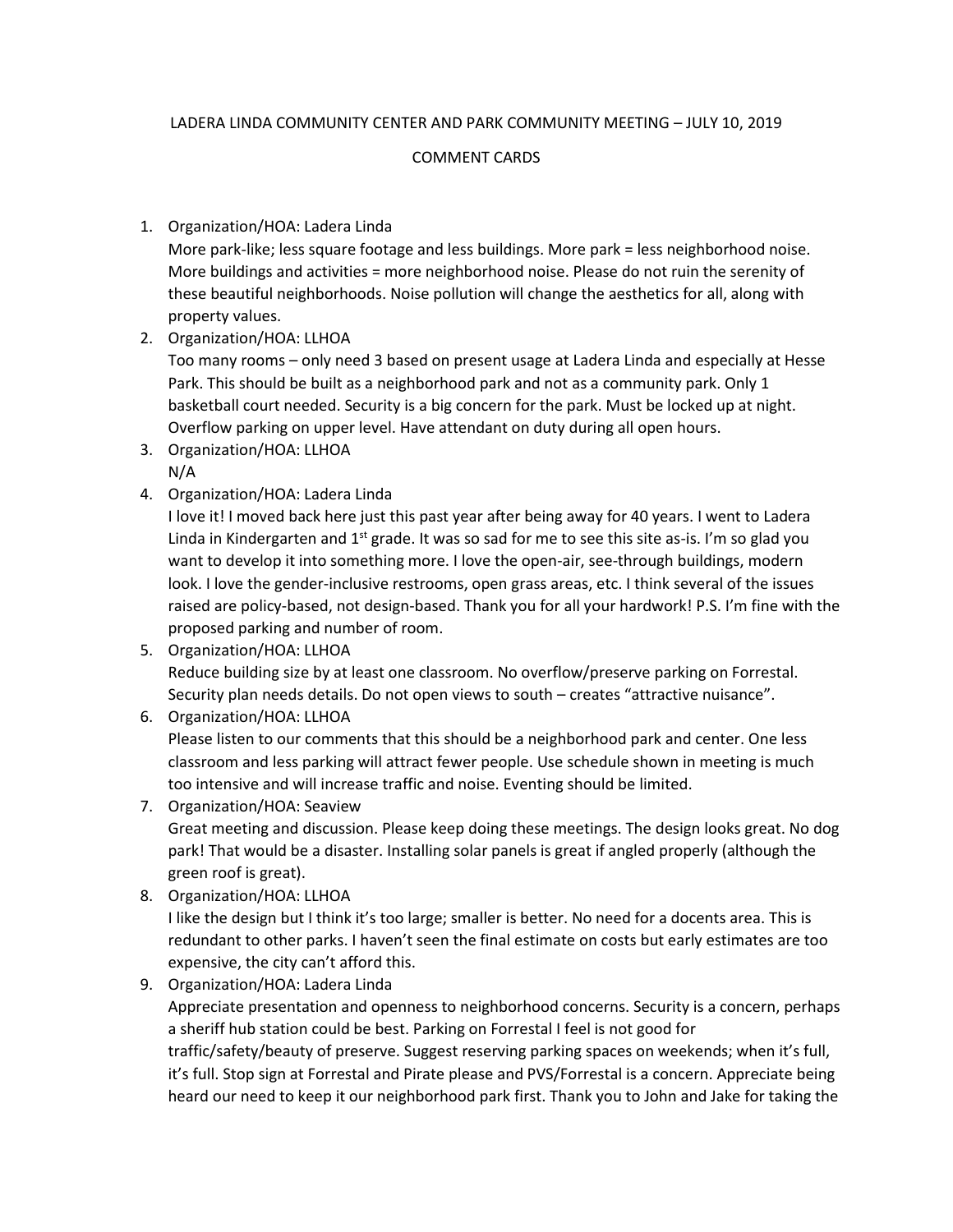LADERA LINDA COMMUNITY CENTER AND PARK COMMUNITY MEETING – JULY 10, 2019

COMMENT CARDS

1. Organization/HOA: Ladera Linda
   More park-like; less square footage and less buildings. More park = less neighborhood noise. More buildings and activities = more neighborhood noise. Please do not ruin the serenity of these beautiful neighborhoods. Noise pollution will change the aesthetics for all, along with property values.
2. Organization/HOA: LLHOA
   Too many rooms – only need 3 based on present usage at Ladera Linda and especially at Hesse Park. This should be built as a neighborhood park and not as a community park. Only 1 basketball court needed. Security is a big concern for the park. Must be locked up at night. Overflow parking on upper level. Have attendant on duty during all open hours.
3. Organization/HOA: LLHOA
   N/A
4. Organization/HOA: Ladera Linda
   I love it! I moved back here just this past year after being away for 40 years. I went to Ladera Linda in Kindergarten and 1st grade. It was so sad for me to see this site as-is. I'm so glad you want to develop it into something more. I love the open-air, see-through buildings, modern look. I love the gender-inclusive restrooms, open grass areas, etc. I think several of the issues raised are policy-based, not design-based. Thank you for all your hardwork! P.S. I'm fine with the proposed parking and number of room.
5. Organization/HOA: LLHOA
   Reduce building size by at least one classroom. No overflow/preserve parking on Forrestal. Security plan needs details. Do not open views to south – creates "attractive nuisance".
6. Organization/HOA: LLHOA
   Please listen to our comments that this should be a neighborhood park and center. One less classroom and less parking will attract fewer people. Use schedule shown in meeting is much too intensive and will increase traffic and noise. Eventing should be limited.
7. Organization/HOA: Seaview
   Great meeting and discussion. Please keep doing these meetings. The design looks great. No dog park! That would be a disaster. Installing solar panels is great if angled properly (although the green roof is great).
8. Organization/HOA: LLHOA
   I like the design but I think it's too large; smaller is better. No need for a docents area. This is redundant to other parks. I haven't seen the final estimate on costs but early estimates are too expensive, the city can't afford this.
9. Organization/HOA: Ladera Linda
   Appreciate presentation and openness to neighborhood concerns. Security is a concern, perhaps a sheriff hub station could be best. Parking on Forrestal I feel is not good for traffic/safety/beauty of preserve. Suggest reserving parking spaces on weekends; when it's full, it's full. Stop sign at Forrestal and Pirate please and PVS/Forrestal is a concern. Appreciate being heard our need to keep it our neighborhood park first. Thank you to John and Jake for taking the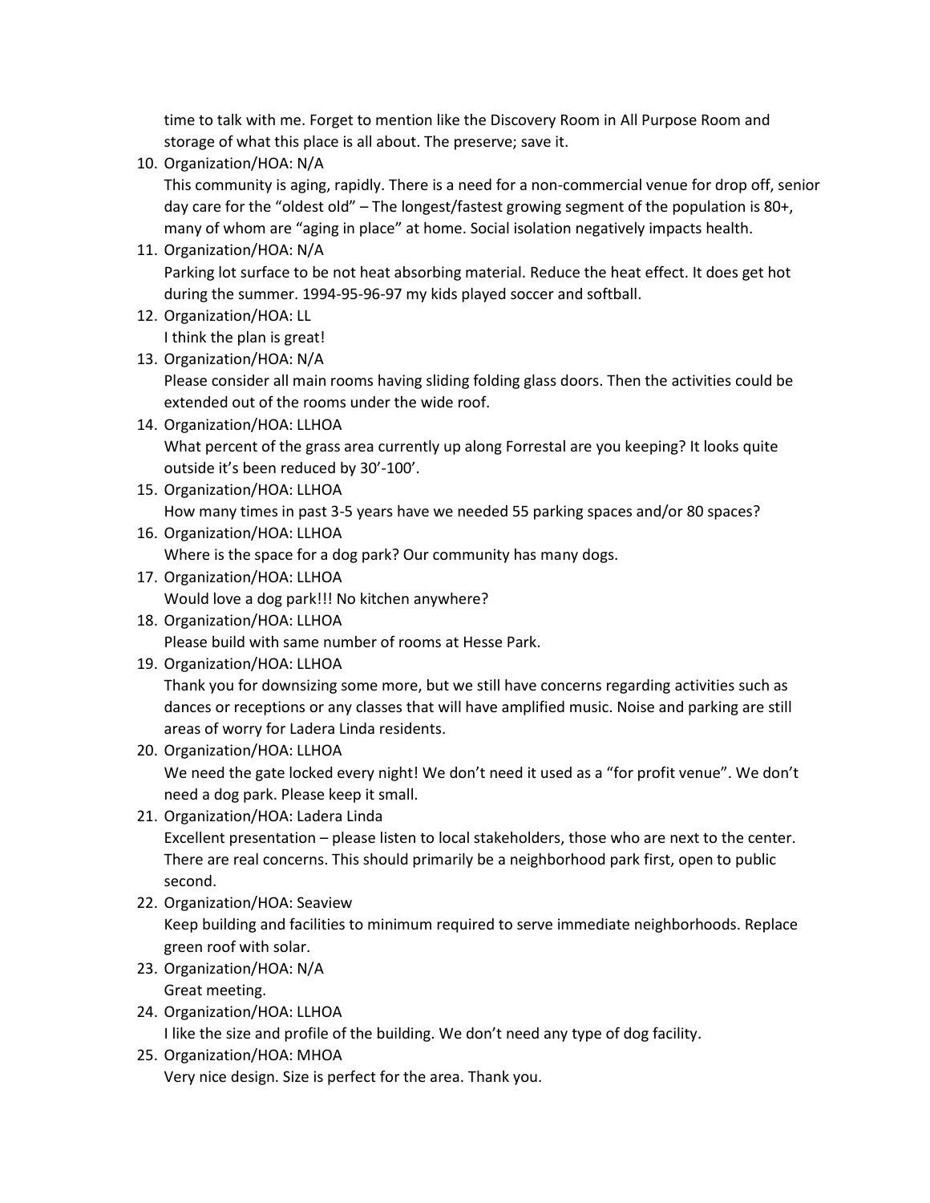time to talk with me. Forget to mention like the Discovery Room in All Purpose Room and storage of what this place is all about. The preserve; save it.

10. Organization/HOA: N/A
    This community is aging, rapidly. There is a need for a non-commercial venue for drop off, senior day care for the "oldest old" – The longest/fastest growing segment of the population is 80+, many of whom are "aging in place" at home. Social isolation negatively impacts health.
11. Organization/HOA: N/A
    Parking lot surface to be not heat absorbing material. Reduce the heat effect. It does get hot during the summer. 1994-95-96-97 my kids played soccer and softball.
12. Organization/HOA: LL
    I think the plan is great!
13. Organization/HOA: N/A
    Please consider all main rooms having sliding folding glass doors. Then the activities could be extended out of the rooms under the wide roof.
14. Organization/HOA: LLHOA
    What percent of the grass area currently up along Forrestal are you keeping? It looks quite outside it's been reduced by 30'-100'.
15. Organization/HOA: LLHOA
    How many times in past 3-5 years have we needed 55 parking spaces and/or 80 spaces?
16. Organization/HOA: LLHOA
    Where is the space for a dog park? Our community has many dogs.
17. Organization/HOA: LLHOA
    Would love a dog park!!! No kitchen anywhere?
18. Organization/HOA: LLHOA
    Please build with same number of rooms at Hesse Park.
19. Organization/HOA: LLHOA
    Thank you for downsizing some more, but we still have concerns regarding activities such as dances or receptions or any classes that will have amplified music. Noise and parking are still areas of worry for Ladera Linda residents.
20. Organization/HOA: LLHOA
    We need the gate locked every night! We don't need it used as a "for profit venue". We don't need a dog park. Please keep it small.
21. Organization/HOA: Ladera Linda
    Excellent presentation – please listen to local stakeholders, those who are next to the center. There are real concerns. This should primarily be a neighborhood park first, open to public second.
22. Organization/HOA: Seaview
    Keep building and facilities to minimum required to serve immediate neighborhoods. Replace green roof with solar.
23. Organization/HOA: N/A
    Great meeting.
24. Organization/HOA: LLHOA
    I like the size and profile of the building. We don't need any type of dog facility.
25. Organization/HOA: MHOA
    Very nice design. Size is perfect for the area. Thank you.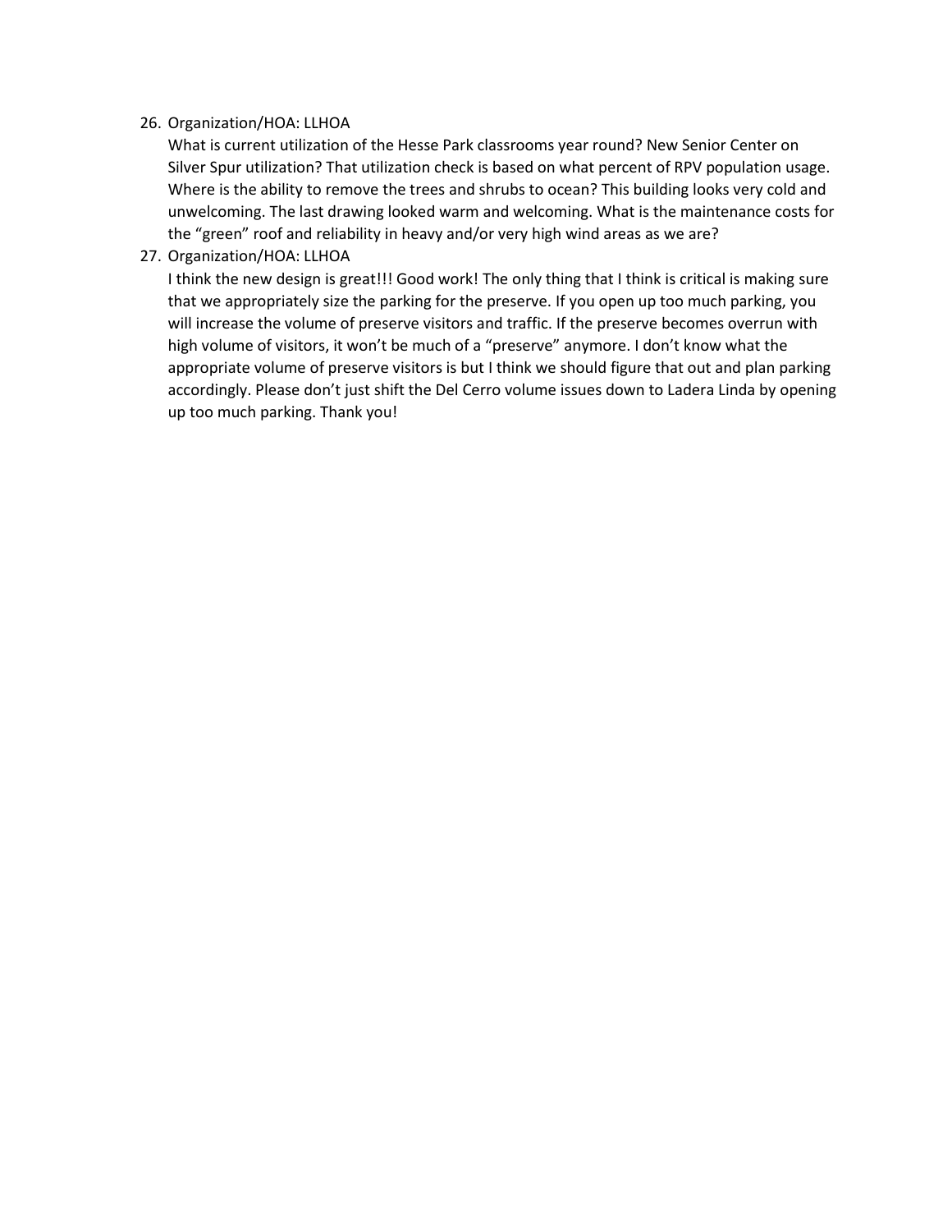26. Organization/HOA: LLHOA

    What is current utilization of the Hesse Park classrooms year round? New Senior Center on Silver Spur utilization? That utilization check is based on what percent of RPV population usage. Where is the ability to remove the trees and shrubs to ocean? This building looks very cold and unwelcoming. The last drawing looked warm and welcoming. What is the maintenance costs for the "green" roof and reliability in heavy and/or very high wind areas as we are?

27. Organization/HOA: LLHOA

    I think the new design is great!!! Good work! The only thing that I think is critical is making sure that we appropriately size the parking for the preserve. If you open up too much parking, you will increase the volume of preserve visitors and traffic. If the preserve becomes overrun with high volume of visitors, it won't be much of a "preserve" anymore. I don't know what the appropriate volume of preserve visitors is but I think we should figure that out and plan parking accordingly. Please don't just shift the Del Cerro volume issues down to Ladera Linda by opening up too much parking. Thank you!